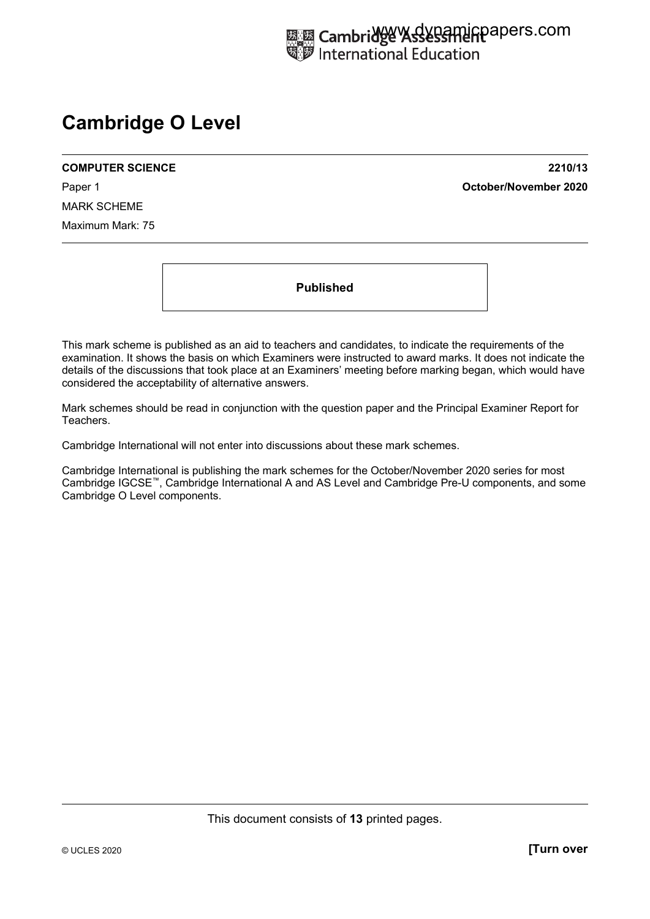# Cambridge O Level

**COMPUTER SCIENCE** **2210/13**

Paper 1 **October/November 2020**

MARK SCHEME

Maximum Mark: 75

**Published**

This mark scheme is published as an aid to teachers and candidates, to indicate the requirements of the examination. It shows the basis on which Examiners were instructed to award marks. It does not indicate the details of the discussions that took place at an Examiners' meeting before marking began, which would have considered the acceptability of alternative answers.

Mark schemes should be read in conjunction with the question paper and the Principal Examiner Report for Teachers.

Cambridge International will not enter into discussions about these mark schemes.

Cambridge International is publishing the mark schemes for the October/November 2020 series for most Cambridge IGCSE™, Cambridge International A and AS Level and Cambridge Pre-U components, and some Cambridge O Level components.

This document consists of **13** printed pages.

© UCLES 2020 **[Turn over**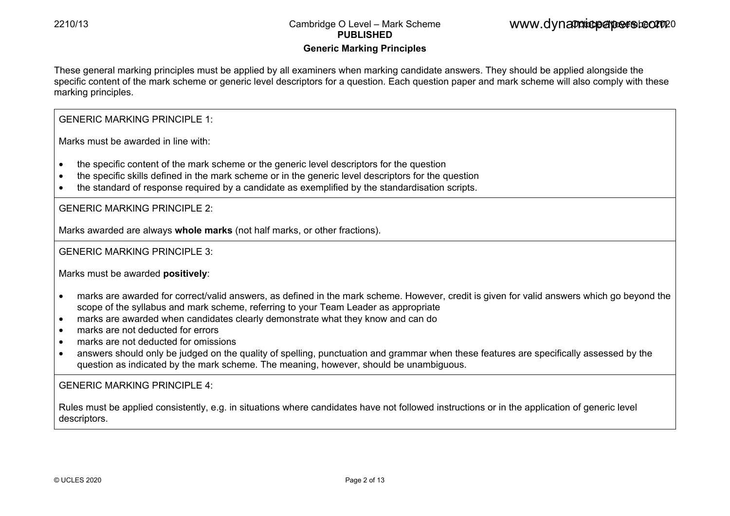## Generic Marking Principles

These general marking principles must be applied by all examiners when marking candidate answers. They should be applied alongside the specific content of the mark scheme or generic level descriptors for a question. Each question paper and mark scheme will also comply with these marking principles.

GENERIC MARKING PRINCIPLE 1:

Marks must be awarded in line with:

- the specific content of the mark scheme or the generic level descriptors for the question
- the specific skills defined in the mark scheme or in the generic level descriptors for the question
- the standard of response required by a candidate as exemplified by the standardisation scripts.

GENERIC MARKING PRINCIPLE 2:

Marks awarded are always **whole marks** (not half marks, or other fractions).

GENERIC MARKING PRINCIPLE 3:

Marks must be awarded **positively**:

- marks are awarded for correct/valid answers, as defined in the mark scheme. However, credit is given for valid answers which go beyond the scope of the syllabus and mark scheme, referring to your Team Leader as appropriate
- marks are awarded when candidates clearly demonstrate what they know and can do
- marks are not deducted for errors
- marks are not deducted for omissions
- answers should only be judged on the quality of spelling, punctuation and grammar when these features are specifically assessed by the question as indicated by the mark scheme. The meaning, however, should be unambiguous.

GENERIC MARKING PRINCIPLE 4:

Rules must be applied consistently, e.g. in situations where candidates have not followed instructions or in the application of generic level descriptors.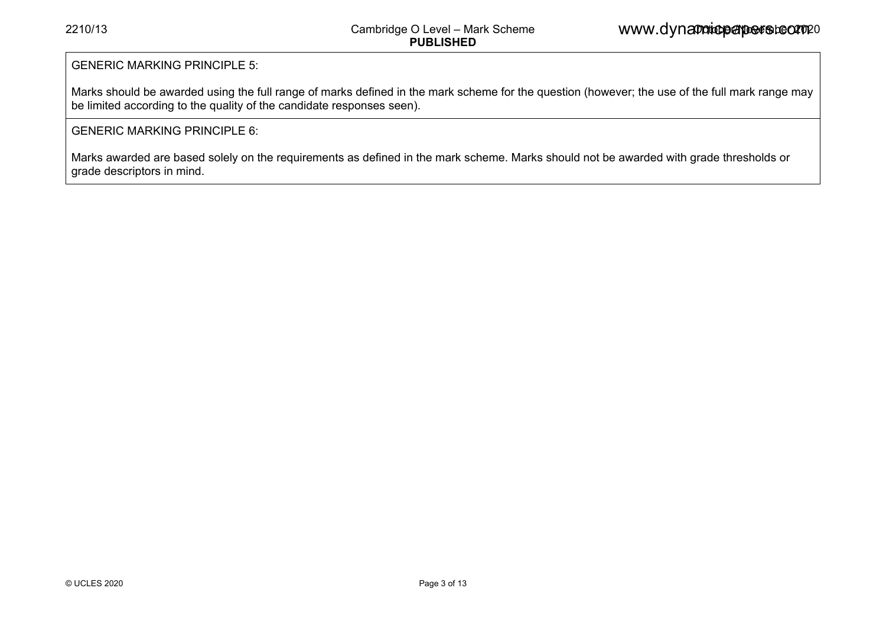GENERIC MARKING PRINCIPLE 5:

Marks should be awarded using the full range of marks defined in the mark scheme for the question (however; the use of the full mark range may be limited according to the quality of the candidate responses seen).

GENERIC MARKING PRINCIPLE 6:

Marks awarded are based solely on the requirements as defined in the mark scheme. Marks should not be awarded with grade thresholds or grade descriptors in mind.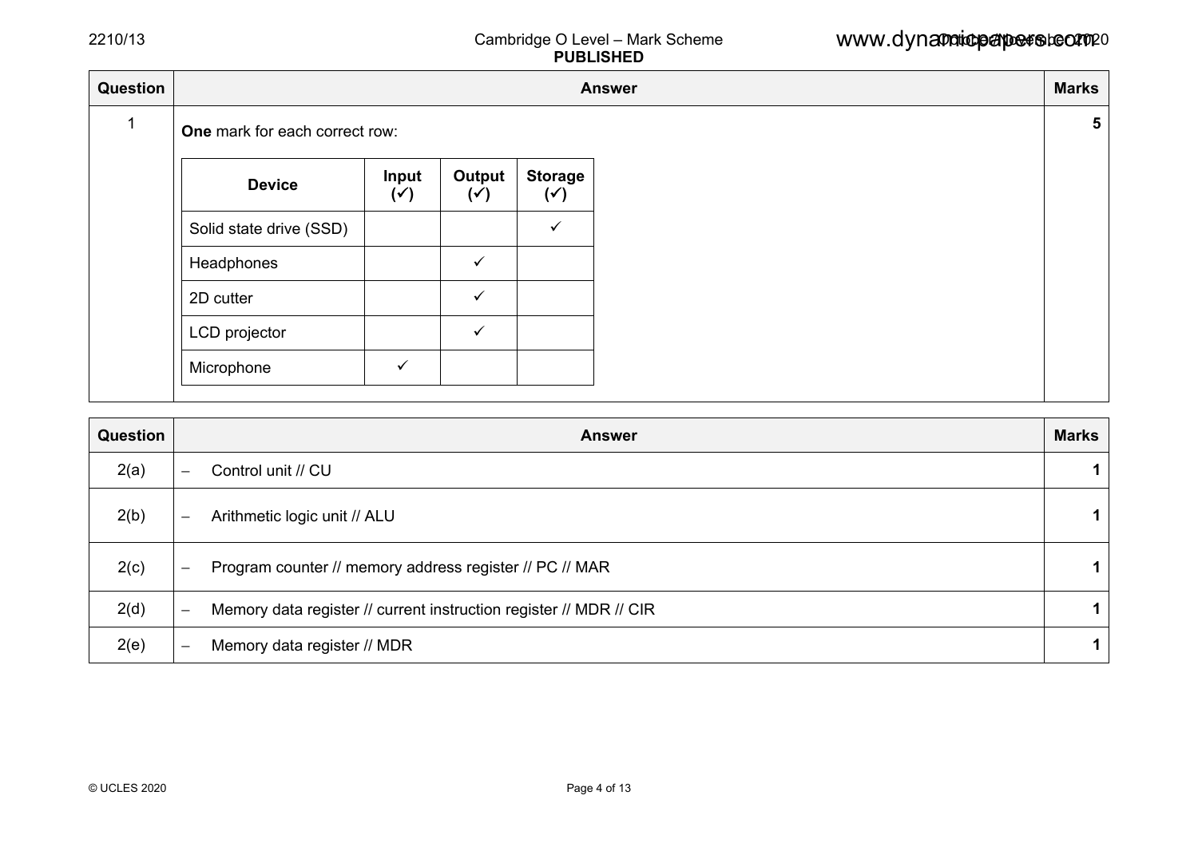| Question | Answer | Marks |
|---|---|---|
| 1 | **One** mark for each correct row: | 5 |

| Device | Input (✓) | Output (✓) | Storage (✓) |
|---|---|---|---|
| Solid state drive (SSD) | | | ✓ |
| Headphones | | ✓ | |
| 2D cutter | | ✓ | |
| LCD projector | | ✓ | |
| Microphone | ✓ | | |

| Question | Answer | Marks |
|---|---|---|
| 2(a) | – Control unit // CU | 1 |
| 2(b) | – Arithmetic logic unit // ALU | 1 |
| 2(c) | – Program counter // memory address register // PC // MAR | 1 |
| 2(d) | – Memory data register // current instruction register // MDR // CIR | 1 |
| 2(e) | – Memory data register // MDR | 1 |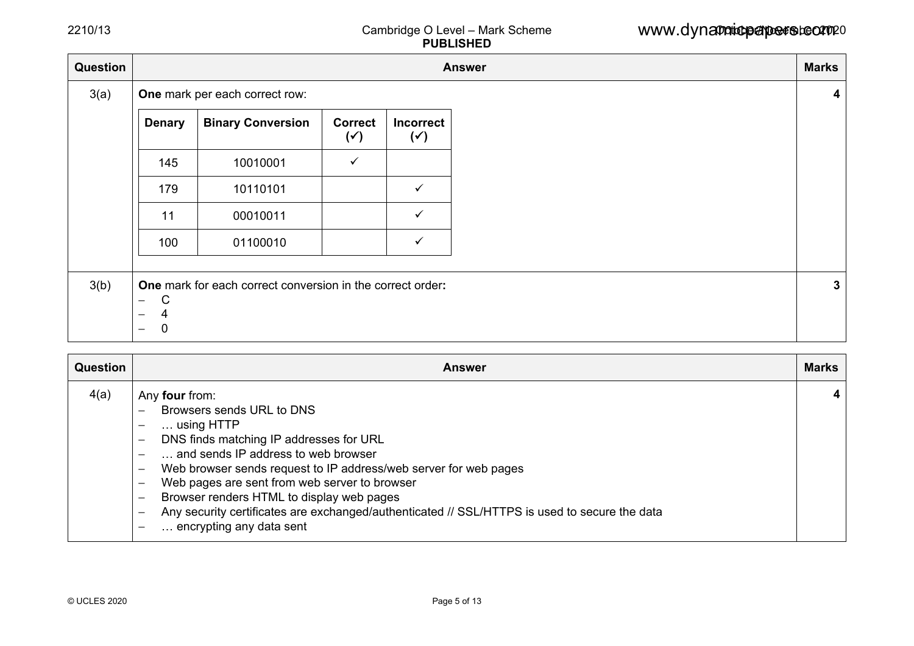| Question | Answer | Marks |
|---|---|---|
| 3(a) | **One** mark per each correct row: | 4 |

| Denary | Binary Conversion | Correct (✓) | Incorrect (✓) |
|---|---|---|---|
| 145 | 10010001 | ✓ | |
| 179 | 10110101 | | ✓ |
| 11 | 00010011 | | ✓ |
| 100 | 01100010 | | ✓ |

| Question | Answer | Marks |
|---|---|---|
| 3(b) | **One** mark for each correct conversion in the correct order**:**<br>– C<br>– 4<br>– 0 | 3 |

| Question | Answer | Marks |
|---|---|---|
| 4(a) | Any **four** from:<br>– Browsers sends URL to DNS<br>– … using HTTP<br>– DNS finds matching IP addresses for URL<br>– … and sends IP address to web browser<br>– Web browser sends request to IP address/web server for web pages<br>– Web pages are sent from web server to browser<br>– Browser renders HTML to display web pages<br>– Any security certificates are exchanged/authenticated // SSL/HTTPS is used to secure the data<br>– … encrypting any data sent | 4 |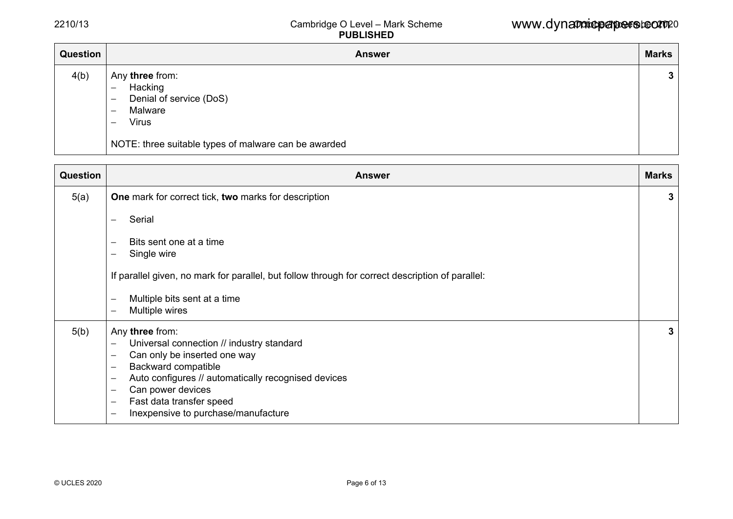| Question | Answer | Marks |
|---|---|---|
| 4(b) | Any **three** from:<br>– Hacking<br>– Denial of service (DoS)<br>– Malware<br>– Virus<br><br>NOTE: three suitable types of malware can be awarded | 3 |

| Question | Answer | Marks |
|---|---|---|
| 5(a) | **One** mark for correct tick, **two** marks for description<br><br>– Serial<br><br>– Bits sent one at a time<br>– Single wire<br><br>If parallel given, no mark for parallel, but follow through for correct description of parallel:<br><br>– Multiple bits sent at a time<br>– Multiple wires | 3 |
| 5(b) | Any **three** from:<br>– Universal connection // industry standard<br>– Can only be inserted one way<br>– Backward compatible<br>– Auto configures // automatically recognised devices<br>– Can power devices<br>– Fast data transfer speed<br>– Inexpensive to purchase/manufacture | 3 |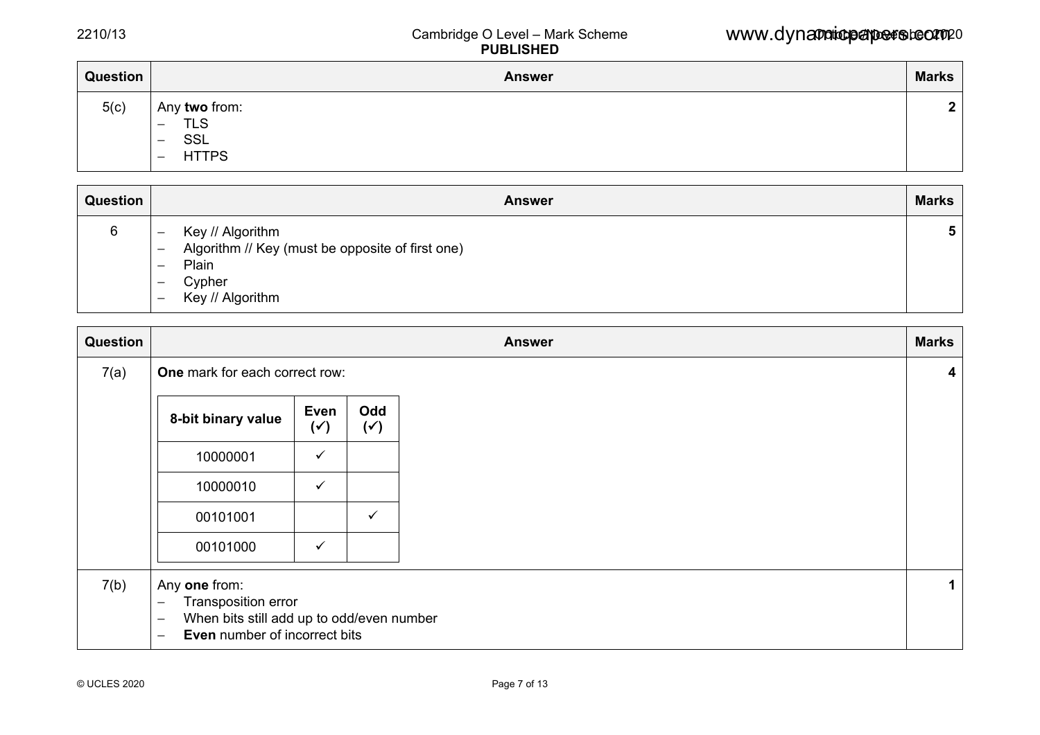| Question | Answer | Marks |
|---|---|---|
| 5(c) | Any **two** from:<br>– TLS<br>– SSL<br>– HTTPS | **2** |

| Question | Answer | Marks |
|---|---|---|
| 6 | – Key // Algorithm<br>– Algorithm // Key (must be opposite of first one)<br>– Plain<br>– Cypher<br>– Key // Algorithm | **5** |

| Question | Answer | Marks |
|---|---|---|
| 7(a) | **One** mark for each correct row: | **4** |

| 8-bit binary value | Even (✓) | Odd (✓) |
|---|---|---|
| 10000001 | ✓ | |
| 10000010 | ✓ | |
| 00101001 | | ✓ |
| 00101000 | ✓ | |

| Question | Answer | Marks |
|---|---|---|
| 7(b) | Any **one** from:<br>– Transposition error<br>– When bits still add up to odd/even number<br>– **Even** number of incorrect bits | **1** |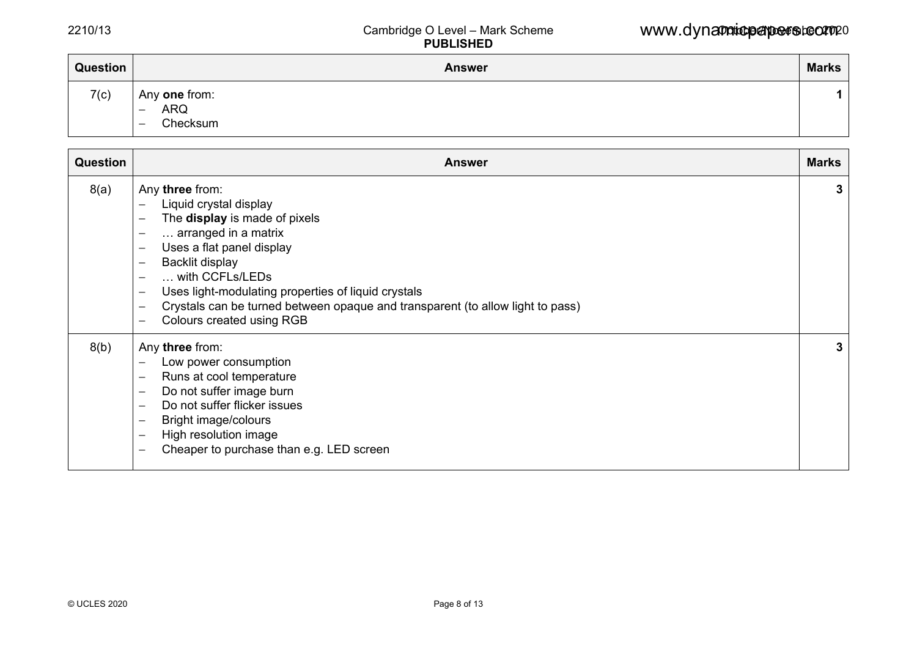| Question | Answer | Marks |
|---|---|---|
| 7(c) | Any **one** from:<br>– ARQ<br>– Checksum | 1 |

| Question | Answer | Marks |
|---|---|---|
| 8(a) | Any **three** from:<br>– Liquid crystal display<br>– The **display** is made of pixels<br>– … arranged in a matrix<br>– Uses a flat panel display<br>– Backlit display<br>– … with CCFLs/LEDs<br>– Uses light-modulating properties of liquid crystals<br>– Crystals can be turned between opaque and transparent (to allow light to pass)<br>– Colours created using RGB | 3 |
| 8(b) | Any **three** from:<br>– Low power consumption<br>– Runs at cool temperature<br>– Do not suffer image burn<br>– Do not suffer flicker issues<br>– Bright image/colours<br>– High resolution image<br>– Cheaper to purchase than e.g. LED screen | 3 |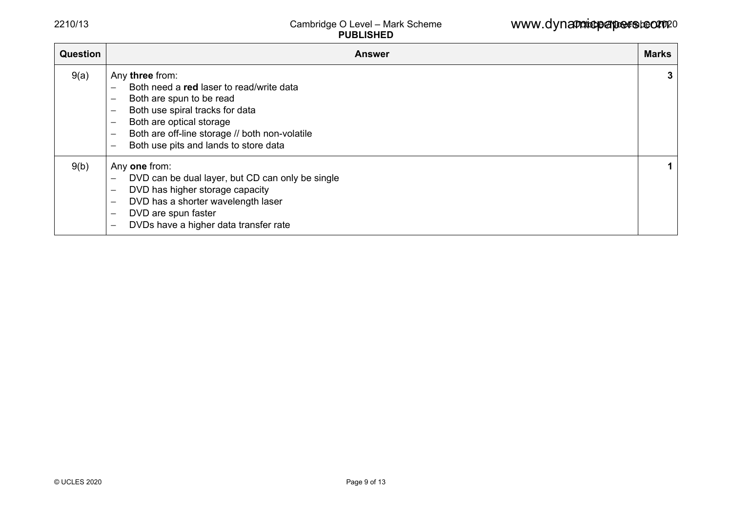| Question | Answer | Marks |
| --- | --- | --- |
| 9(a) | Any **three** from:<br>– Both need a **red** laser to read/write data<br>– Both are spun to be read<br>– Both use spiral tracks for data<br>– Both are optical storage<br>– Both are off-line storage // both non-volatile<br>– Both use pits and lands to store data | **3** |
| 9(b) | Any **one** from:<br>– DVD can be dual layer, but CD can only be single<br>– DVD has higher storage capacity<br>– DVD has a shorter wavelength laser<br>– DVD are spun faster<br>– DVDs have a higher data transfer rate | **1** |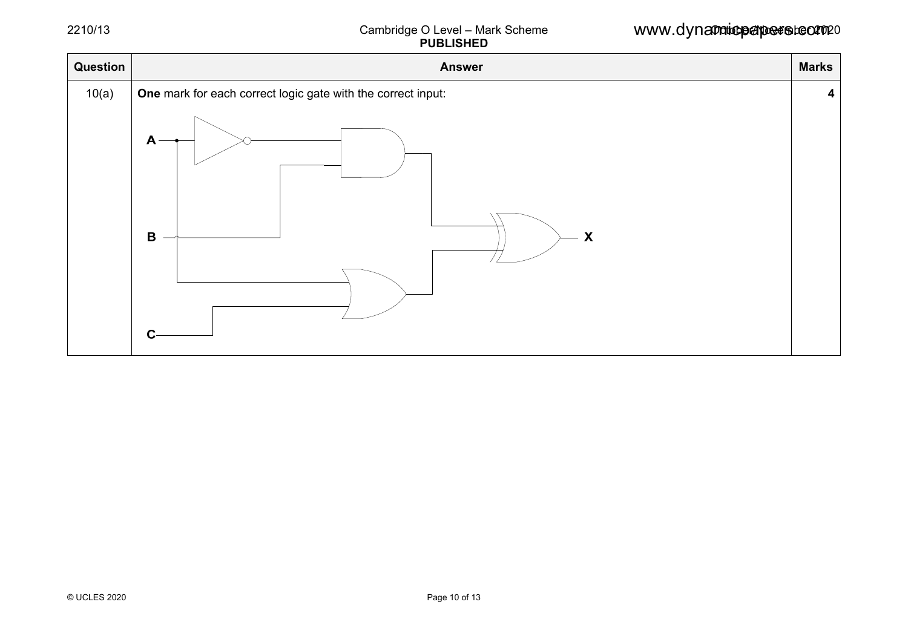| Question | Answer | Marks |
|---|---|---|
| 10(a) | **One** mark for each correct logic gate with the correct input: | 4 |

A  
B  
C  
X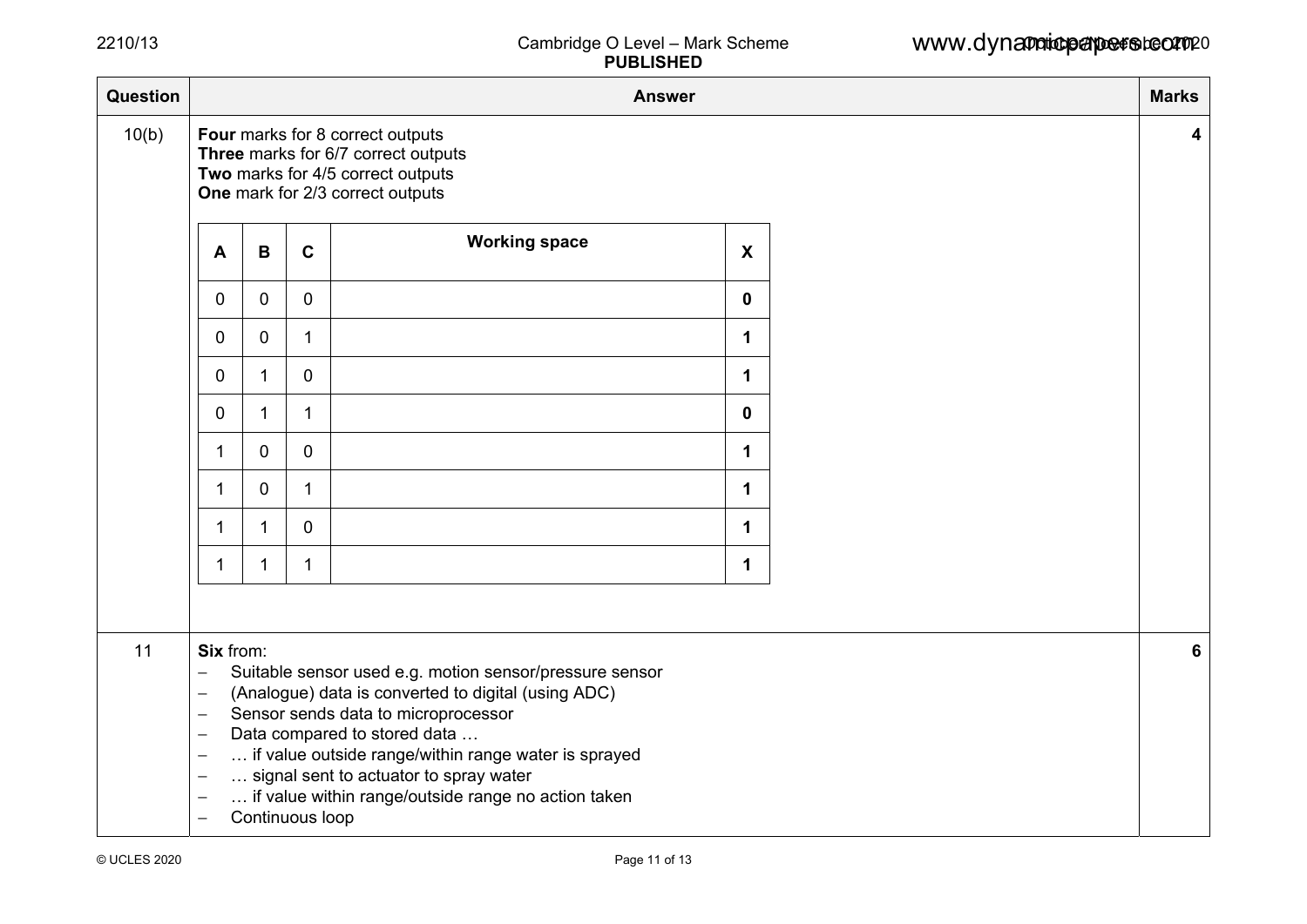| Question | Answer | Marks |
|---|---|---|
| 10(b) | **Four** marks for 8 correct outputs<br>**Three** marks for 6/7 correct outputs<br>**Two** marks for 4/5 correct outputs<br>**One** mark for 2/3 correct outputs | 4 |

| A | B | C | Working space | X |
|---|---|---|---|---|
| 0 | 0 | 0 | | **0** |
| 0 | 0 | 1 | | **1** |
| 0 | 1 | 0 | | **1** |
| 0 | 1 | 1 | | **0** |
| 1 | 0 | 0 | | **1** |
| 1 | 0 | 1 | | **1** |
| 1 | 1 | 0 | | **1** |
| 1 | 1 | 1 | | **1** |

| Question | Answer | Marks |
|---|---|---|
| 11 | **Six** from:<br>– Suitable sensor used e.g. motion sensor/pressure sensor<br>– (Analogue) data is converted to digital (using ADC)<br>– Sensor sends data to microprocessor<br>– Data compared to stored data …<br>– … if value outside range/within range water is sprayed<br>– … signal sent to actuator to spray water<br>– … if value within range/outside range no action taken<br>– Continuous loop | 6 |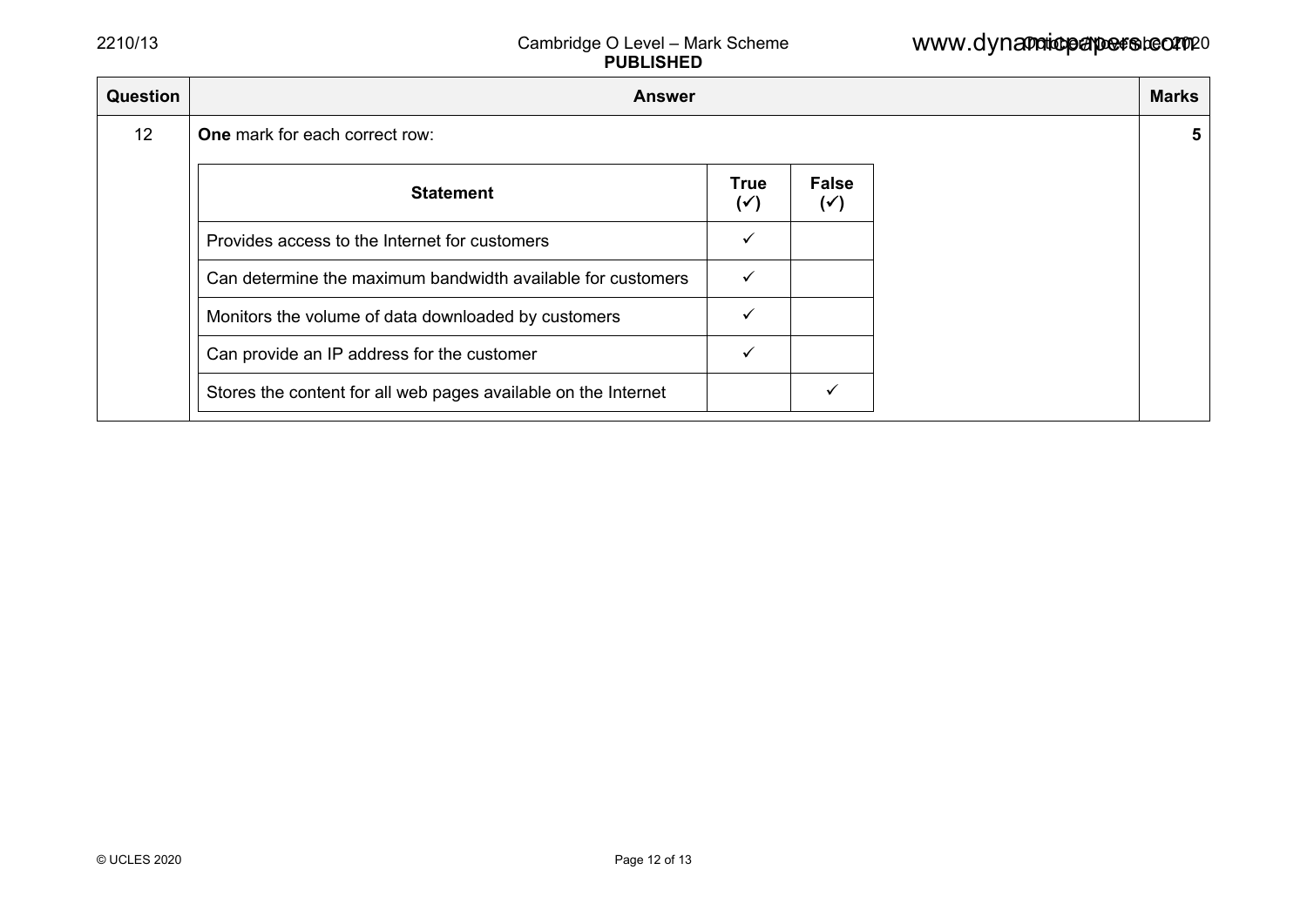| Question | Answer | Marks |
|---|---|---|
| 12 | **One** mark for each correct row: | 5 |

| Statement | True (✓) | False (✓) |
|---|---|---|
| Provides access to the Internet for customers | ✓ | |
| Can determine the maximum bandwidth available for customers | ✓ | |
| Monitors the volume of data downloaded by customers | ✓ | |
| Can provide an IP address for the customer | ✓ | |
| Stores the content for all web pages available on the Internet | | ✓ |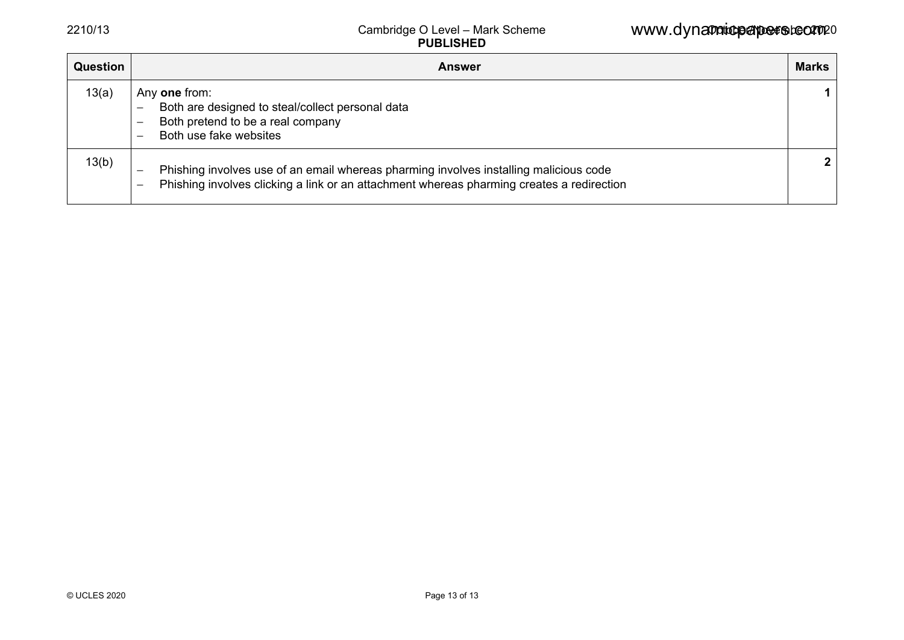| Question | Answer | Marks |
| --- | --- | --- |
| 13(a) | Any **one** from:<br>– Both are designed to steal/collect personal data<br>– Both pretend to be a real company<br>– Both use fake websites | **1** |
| 13(b) | – Phishing involves use of an email whereas pharming involves installing malicious code<br>– Phishing involves clicking a link or an attachment whereas pharming creates a redirection | **2** |